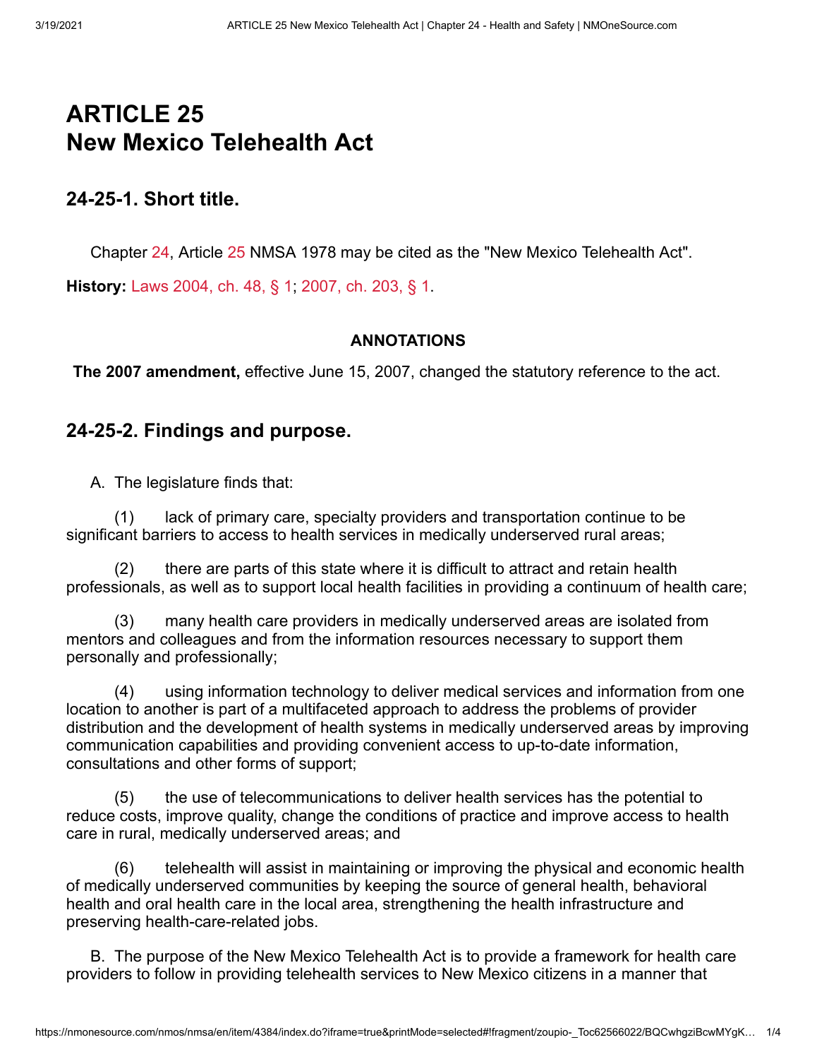# ARTICLE 25
# New Mexico Telehealth Act

## 24-25-1. Short title.

Chapter 24, Article 25 NMSA 1978 may be cited as the "New Mexico Telehealth Act".

**History:** Laws 2004, ch. 48, § 1; 2007, ch. 203, § 1.

**ANNOTATIONS**

**The 2007 amendment,** effective June 15, 2007, changed the statutory reference to the act.

## 24-25-2. Findings and purpose.

A. The legislature finds that:

(1) lack of primary care, specialty providers and transportation continue to be significant barriers to access to health services in medically underserved rural areas;

(2) there are parts of this state where it is difficult to attract and retain health professionals, as well as to support local health facilities in providing a continuum of health care;

(3) many health care providers in medically underserved areas are isolated from mentors and colleagues and from the information resources necessary to support them personally and professionally;

(4) using information technology to deliver medical services and information from one location to another is part of a multifaceted approach to address the problems of provider distribution and the development of health systems in medically underserved areas by improving communication capabilities and providing convenient access to up-to-date information, consultations and other forms of support;

(5) the use of telecommunications to deliver health services has the potential to reduce costs, improve quality, change the conditions of practice and improve access to health care in rural, medically underserved areas; and

(6) telehealth will assist in maintaining or improving the physical and economic health of medically underserved communities by keeping the source of general health, behavioral health and oral health care in the local area, strengthening the health infrastructure and preserving health-care-related jobs.

B. The purpose of the New Mexico Telehealth Act is to provide a framework for health care providers to follow in providing telehealth services to New Mexico citizens in a manner that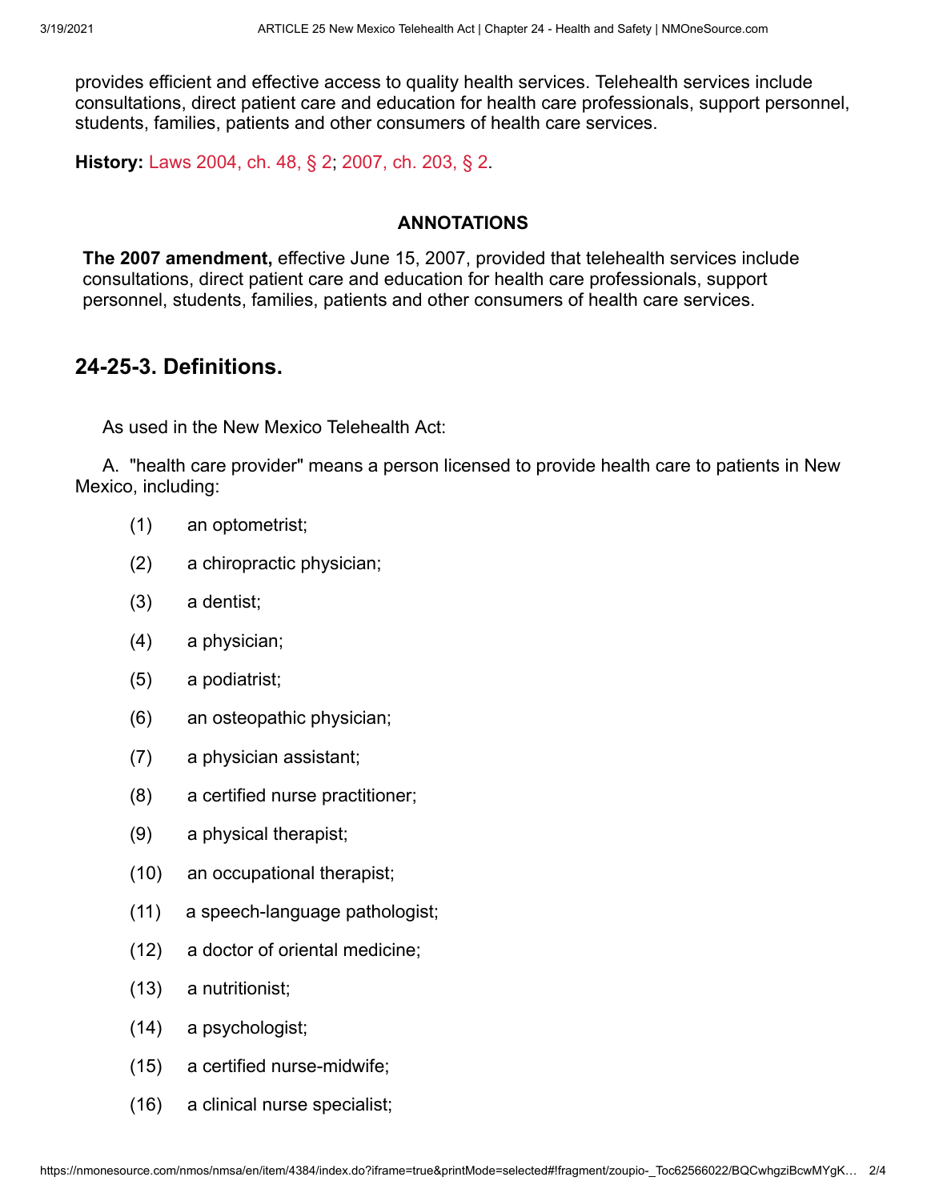provides efficient and effective access to quality health services. Telehealth services include consultations, direct patient care and education for health care professionals, support personnel, students, families, patients and other consumers of health care services.

**History:** Laws 2004, ch. 48, § 2; 2007, ch. 203, § 2.

**ANNOTATIONS**

**The 2007 amendment,** effective June 15, 2007, provided that telehealth services include consultations, direct patient care and education for health care professionals, support personnel, students, families, patients and other consumers of health care services.

## 24-25-3. Definitions.

As used in the New Mexico Telehealth Act:

A. "health care provider" means a person licensed to provide health care to patients in New Mexico, including:

(1) an optometrist;

(2) a chiropractic physician;

(3) a dentist;

(4) a physician;

(5) a podiatrist;

(6) an osteopathic physician;

(7) a physician assistant;

(8) a certified nurse practitioner;

(9) a physical therapist;

(10) an occupational therapist;

(11) a speech-language pathologist;

(12) a doctor of oriental medicine;

(13) a nutritionist;

(14) a psychologist;

(15) a certified nurse-midwife;

(16) a clinical nurse specialist;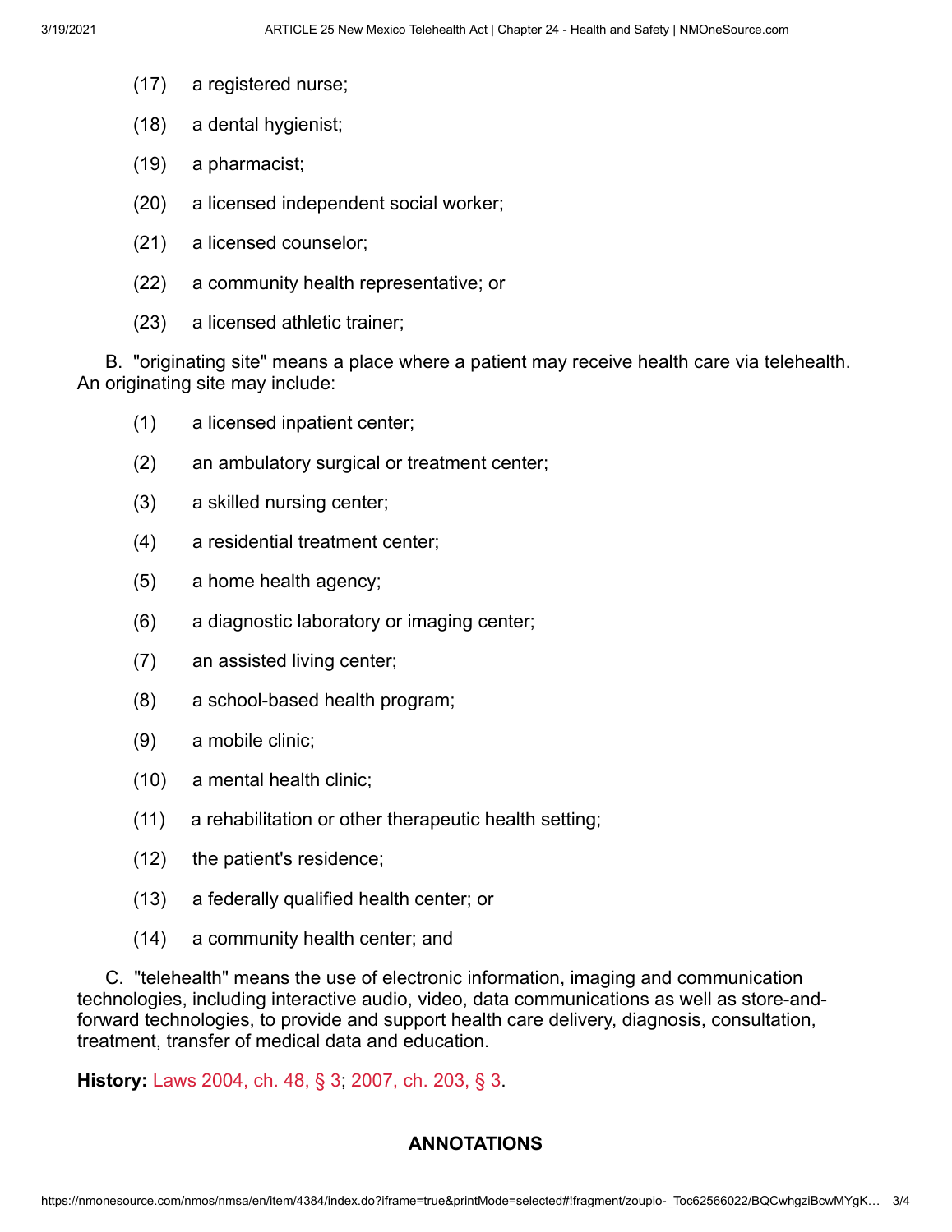(17) a registered nurse;

(18) a dental hygienist;

(19) a pharmacist;

(20) a licensed independent social worker;

(21) a licensed counselor;

(22) a community health representative; or

(23) a licensed athletic trainer;

B. "originating site" means a place where a patient may receive health care via telehealth. An originating site may include:

(1) a licensed inpatient center;

(2) an ambulatory surgical or treatment center;

(3) a skilled nursing center;

(4) a residential treatment center;

(5) a home health agency;

(6) a diagnostic laboratory or imaging center;

(7) an assisted living center;

(8) a school-based health program;

(9) a mobile clinic;

(10) a mental health clinic;

(11) a rehabilitation or other therapeutic health setting;

(12) the patient's residence;

(13) a federally qualified health center; or

(14) a community health center; and

C. "telehealth" means the use of electronic information, imaging and communication technologies, including interactive audio, video, data communications as well as store-and-forward technologies, to provide and support health care delivery, diagnosis, consultation, treatment, transfer of medical data and education.

**History:** Laws 2004, ch. 48, § 3; 2007, ch. 203, § 3.

## ANNOTATIONS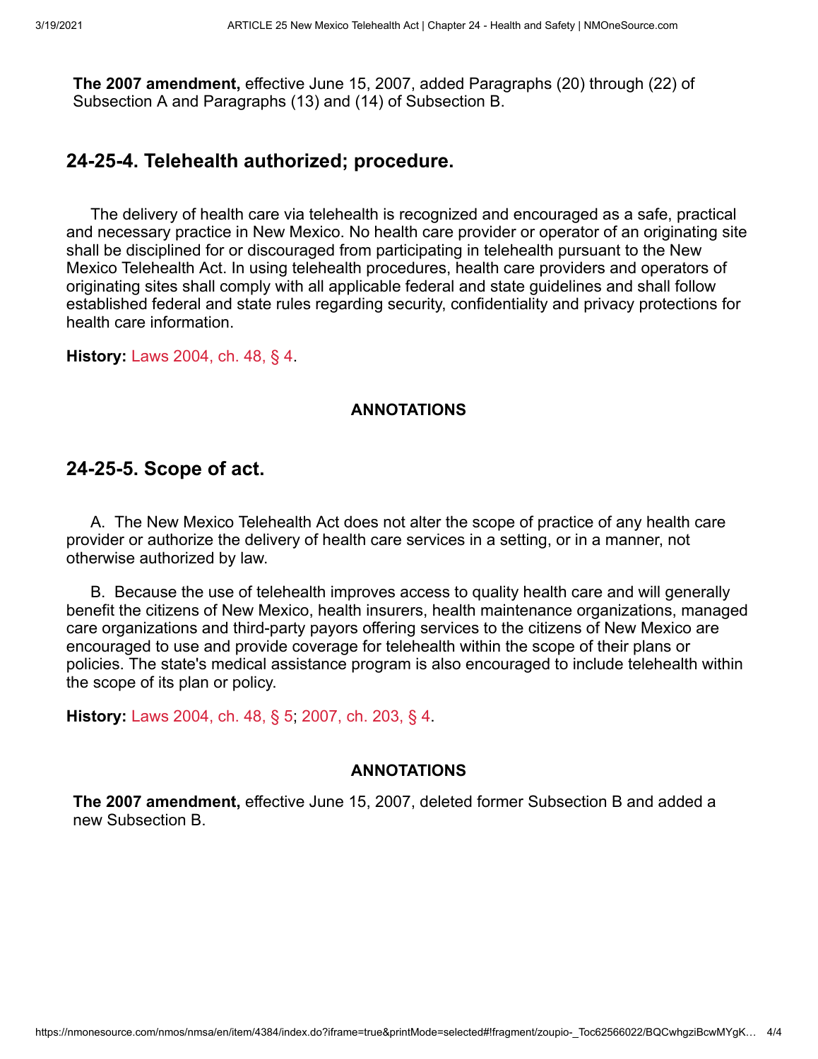**The 2007 amendment,** effective June 15, 2007, added Paragraphs (20) through (22) of Subsection A and Paragraphs (13) and (14) of Subsection B.

## 24-25-4. Telehealth authorized; procedure.

The delivery of health care via telehealth is recognized and encouraged as a safe, practical and necessary practice in New Mexico. No health care provider or operator of an originating site shall be disciplined for or discouraged from participating in telehealth pursuant to the New Mexico Telehealth Act. In using telehealth procedures, health care providers and operators of originating sites shall comply with all applicable federal and state guidelines and shall follow established federal and state rules regarding security, confidentiality and privacy protections for health care information.

**History:** Laws 2004, ch. 48, § 4.

**ANNOTATIONS**

## 24-25-5. Scope of act.

A. The New Mexico Telehealth Act does not alter the scope of practice of any health care provider or authorize the delivery of health care services in a setting, or in a manner, not otherwise authorized by law.

B. Because the use of telehealth improves access to quality health care and will generally benefit the citizens of New Mexico, health insurers, health maintenance organizations, managed care organizations and third-party payors offering services to the citizens of New Mexico are encouraged to use and provide coverage for telehealth within the scope of their plans or policies. The state's medical assistance program is also encouraged to include telehealth within the scope of its plan or policy.

**History:** Laws 2004, ch. 48, § 5; 2007, ch. 203, § 4.

**ANNOTATIONS**

**The 2007 amendment,** effective June 15, 2007, deleted former Subsection B and added a new Subsection B.